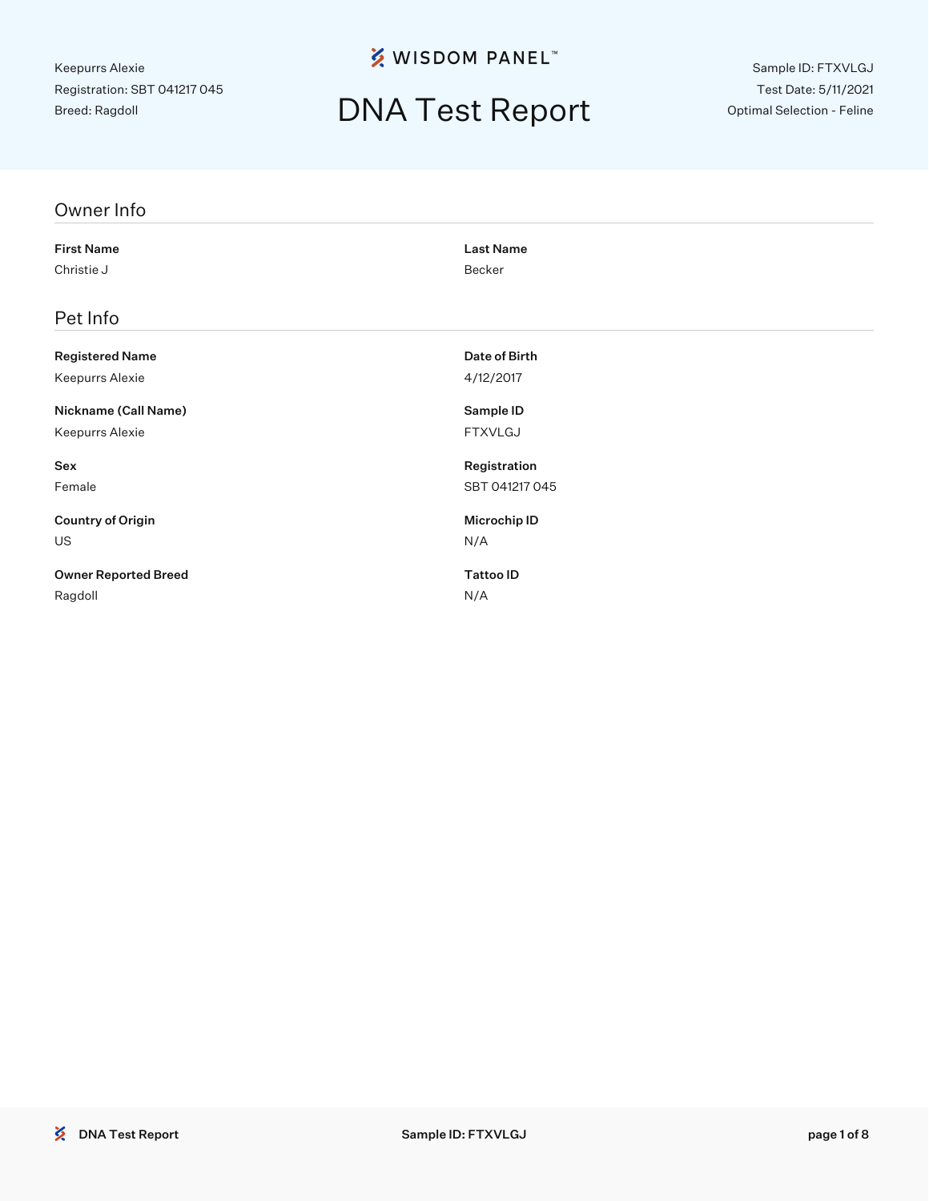Keepurrs Alexie
Registration: SBT 041217 045
Breed: Ragdoll

WISDOM PANEL™

# DNA Test Report

Sample ID: FTXVLGJ
Test Date: 5/11/2021
Optimal Selection - Feline

## Owner Info

**First Name**
Christie J

**Last Name**
Becker

## Pet Info

**Registered Name**
Keepurrs Alexie

**Date of Birth**
4/12/2017

**Nickname (Call Name)**
Keepurrs Alexie

**Sample ID**
FTXVLGJ

**Sex**
Female

**Registration**
SBT 041217 045

**Country of Origin**
US

**Microchip ID**
N/A

**Owner Reported Breed**
Ragdoll

**Tattoo ID**
N/A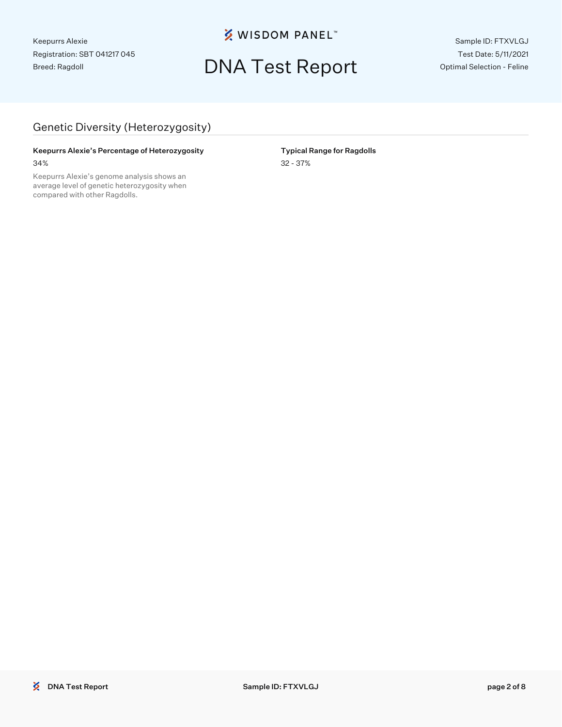## Genetic Diversity (Heterozygosity)

**Keepurrs Alexie's Percentage of Heterozygosity**

34%

Keepurrs Alexie's genome analysis shows an average level of genetic heterozygosity when compared with other Ragdolls.

**Typical Range for Ragdolls**

32 - 37%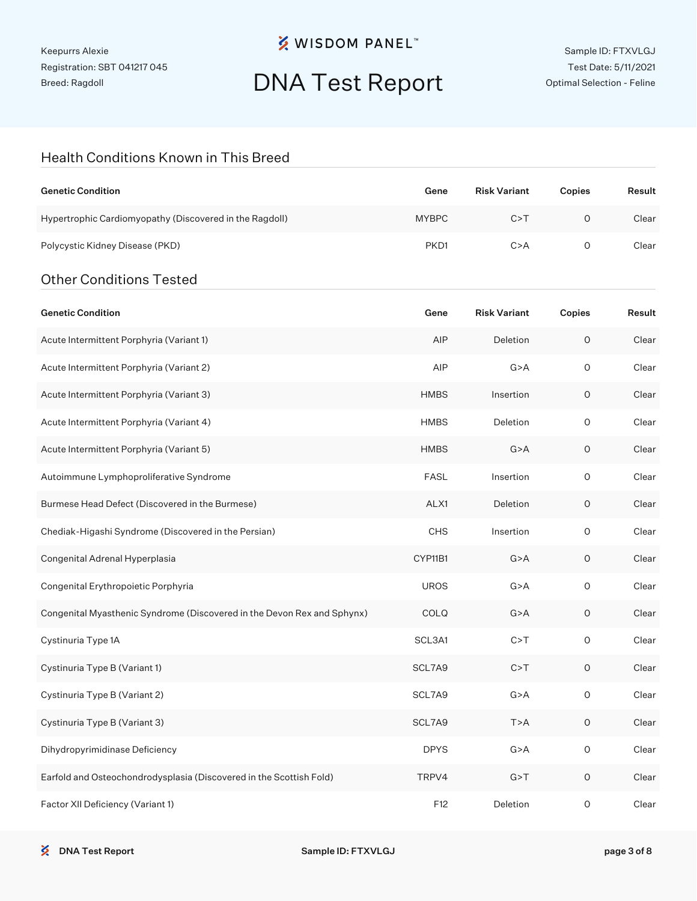Keepurrs Alexie
Registration: SBT 041217 045
Breed: Ragdoll

# DNA Test Report

Sample ID: FTXVLGJ
Test Date: 5/11/2021
Optimal Selection - Feline

## Health Conditions Known in This Breed

| Genetic Condition | Gene | Risk Variant | Copies | Result |
|---|---|---|---|---|
| Hypertrophic Cardiomyopathy (Discovered in the Ragdoll) | MYBPC | C>T | 0 | Clear |
| Polycystic Kidney Disease (PKD) | PKD1 | C>A | 0 | Clear |

## Other Conditions Tested

| Genetic Condition | Gene | Risk Variant | Copies | Result |
|---|---|---|---|---|
| Acute Intermittent Porphyria (Variant 1) | AIP | Deletion | 0 | Clear |
| Acute Intermittent Porphyria (Variant 2) | AIP | G>A | 0 | Clear |
| Acute Intermittent Porphyria (Variant 3) | HMBS | Insertion | 0 | Clear |
| Acute Intermittent Porphyria (Variant 4) | HMBS | Deletion | 0 | Clear |
| Acute Intermittent Porphyria (Variant 5) | HMBS | G>A | 0 | Clear |
| Autoimmune Lymphoproliferative Syndrome | FASL | Insertion | 0 | Clear |
| Burmese Head Defect (Discovered in the Burmese) | ALX1 | Deletion | 0 | Clear |
| Chediak-Higashi Syndrome (Discovered in the Persian) | CHS | Insertion | 0 | Clear |
| Congenital Adrenal Hyperplasia | CYP11B1 | G>A | 0 | Clear |
| Congenital Erythropoietic Porphyria | UROS | G>A | 0 | Clear |
| Congenital Myasthenic Syndrome (Discovered in the Devon Rex and Sphynx) | COLQ | G>A | 0 | Clear |
| Cystinuria Type 1A | SCL3A1 | C>T | 0 | Clear |
| Cystinuria Type B (Variant 1) | SCL7A9 | C>T | 0 | Clear |
| Cystinuria Type B (Variant 2) | SCL7A9 | G>A | 0 | Clear |
| Cystinuria Type B (Variant 3) | SCL7A9 | T>A | 0 | Clear |
| Dihydropyrimidinase Deficiency | DPYS | G>A | 0 | Clear |
| Earfold and Osteochondrodysplasia (Discovered in the Scottish Fold) | TRPV4 | G>T | 0 | Clear |
| Factor XII Deficiency (Variant 1) | F12 | Deletion | 0 | Clear |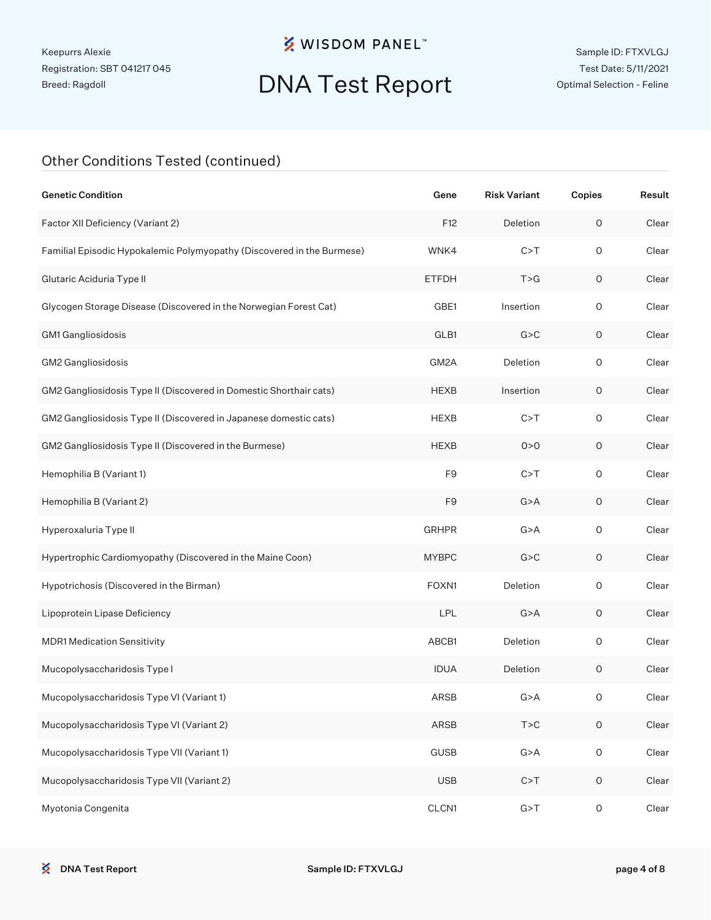Keepurrs Alexie
Registration: SBT 041217 045
Breed: Ragdoll

# DNA Test Report

Sample ID: FTXVLGJ
Test Date: 5/11/2021
Optimal Selection - Feline

## Other Conditions Tested (continued)

| Genetic Condition | Gene | Risk Variant | Copies | Result |
|---|---|---|---|---|
| Factor XII Deficiency (Variant 2) | F12 | Deletion | 0 | Clear |
| Familial Episodic Hypokalemic Polymyopathy (Discovered in the Burmese) | WNK4 | C>T | 0 | Clear |
| Glutaric Aciduria Type II | ETFDH | T>G | 0 | Clear |
| Glycogen Storage Disease (Discovered in the Norwegian Forest Cat) | GBE1 | Insertion | 0 | Clear |
| GM1 Gangliosidosis | GLB1 | G>C | 0 | Clear |
| GM2 Gangliosidosis | GM2A | Deletion | 0 | Clear |
| GM2 Gangliosidosis Type II (Discovered in Domestic Shorthair cats) | HEXB | Insertion | 0 | Clear |
| GM2 Gangliosidosis Type II (Discovered in Japanese domestic cats) | HEXB | C>T | 0 | Clear |
| GM2 Gangliosidosis Type II (Discovered in the Burmese) | HEXB | 0>0 | 0 | Clear |
| Hemophilia B (Variant 1) | F9 | C>T | 0 | Clear |
| Hemophilia B (Variant 2) | F9 | G>A | 0 | Clear |
| Hyperoxaluria Type II | GRHPR | G>A | 0 | Clear |
| Hypertrophic Cardiomyopathy (Discovered in the Maine Coon) | MYBPC | G>C | 0 | Clear |
| Hypotrichosis (Discovered in the Birman) | FOXN1 | Deletion | 0 | Clear |
| Lipoprotein Lipase Deficiency | LPL | G>A | 0 | Clear |
| MDR1 Medication Sensitivity | ABCB1 | Deletion | 0 | Clear |
| Mucopolysaccharidosis Type I | IDUA | Deletion | 0 | Clear |
| Mucopolysaccharidosis Type VI (Variant 1) | ARSB | G>A | 0 | Clear |
| Mucopolysaccharidosis Type VI (Variant 2) | ARSB | T>C | 0 | Clear |
| Mucopolysaccharidosis Type VII (Variant 1) | GUSB | G>A | 0 | Clear |
| Mucopolysaccharidosis Type VII (Variant 2) | USB | C>T | 0 | Clear |
| Myotonia Congenita | CLCN1 | G>T | 0 | Clear |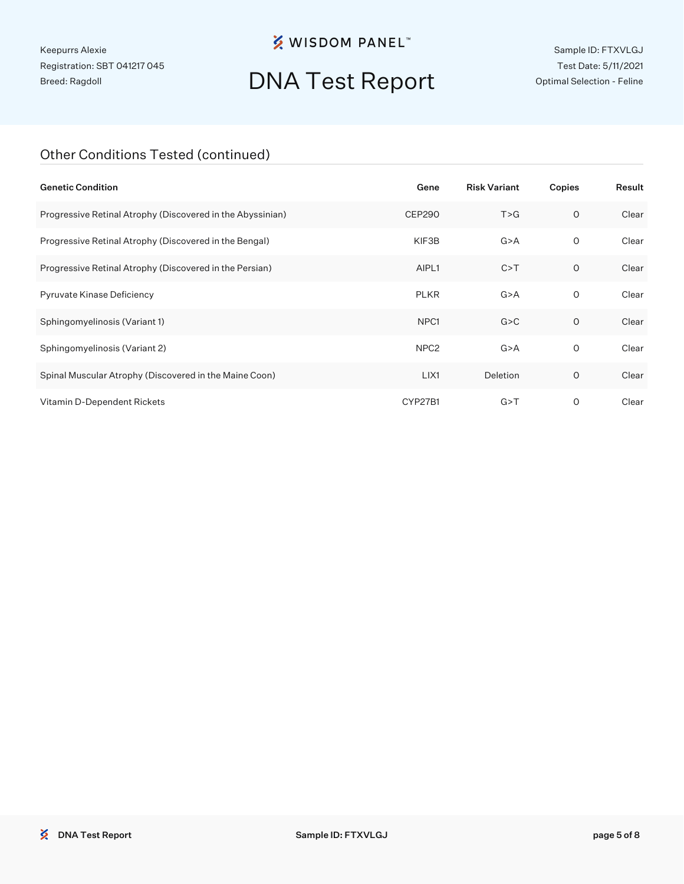## Other Conditions Tested (continued)

| Genetic Condition | Gene | Risk Variant | Copies | Result |
|---|---|---|---|---|
| Progressive Retinal Atrophy (Discovered in the Abyssinian) | CEP290 | T>G | 0 | Clear |
| Progressive Retinal Atrophy (Discovered in the Bengal) | KIF3B | G>A | 0 | Clear |
| Progressive Retinal Atrophy (Discovered in the Persian) | AIPL1 | C>T | 0 | Clear |
| Pyruvate Kinase Deficiency | PLKR | G>A | 0 | Clear |
| Sphingomyelinosis (Variant 1) | NPC1 | G>C | 0 | Clear |
| Sphingomyelinosis (Variant 2) | NPC2 | G>A | 0 | Clear |
| Spinal Muscular Atrophy (Discovered in the Maine Coon) | LIX1 | Deletion | 0 | Clear |
| Vitamin D-Dependent Rickets | CYP27B1 | G>T | 0 | Clear |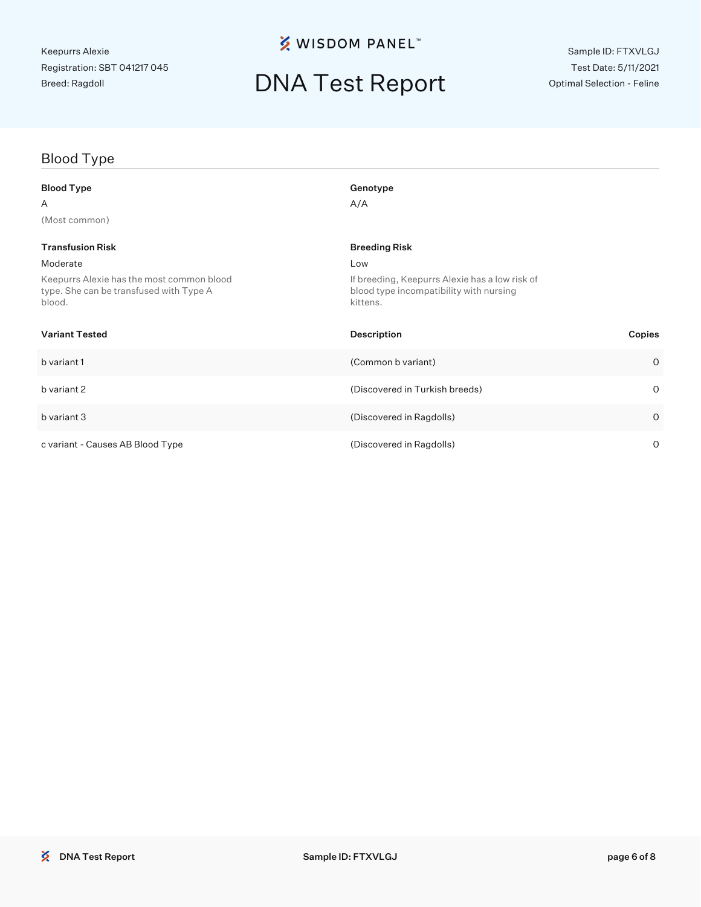Keepurrs Alexie
Registration: SBT 041217 045
Breed: Ragdoll

# DNA Test Report

Sample ID: FTXVLGJ
Test Date: 5/11/2021
Optimal Selection - Feline

## Blood Type

**Blood Type**
A
(Most common)

**Genotype**
A/A

**Transfusion Risk**
Moderate
Keepurrs Alexie has the most common blood type. She can be transfused with Type A blood.

**Breeding Risk**
Low
If breeding, Keepurrs Alexie has a low risk of blood type incompatibility with nursing kittens.

| Variant Tested | Description | Copies |
|---|---|---|
| b variant 1 | (Common b variant) | 0 |
| b variant 2 | (Discovered in Turkish breeds) | 0 |
| b variant 3 | (Discovered in Ragdolls) | 0 |
| c variant - Causes AB Blood Type | (Discovered in Ragdolls) | 0 |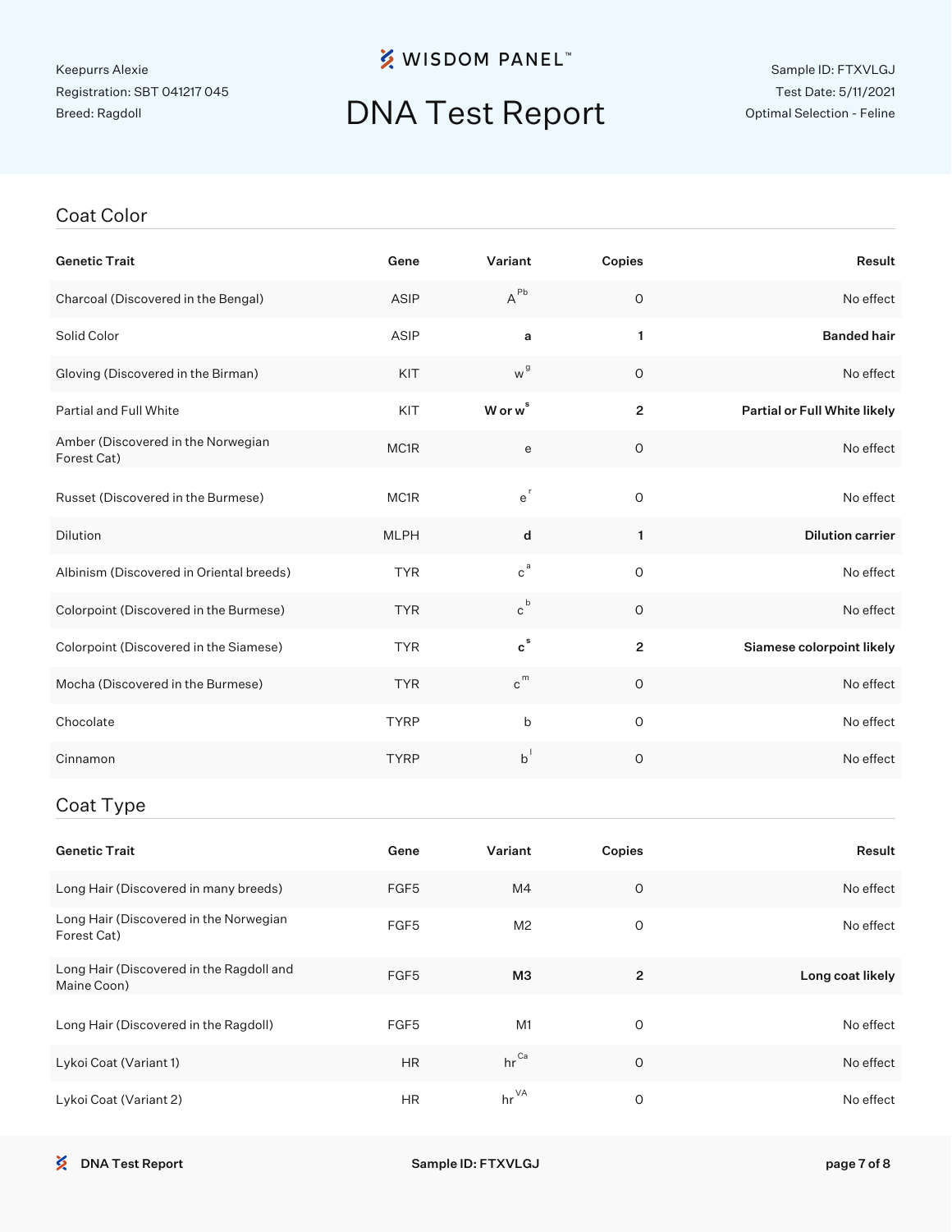Keepurrs Alexie
Registration: SBT 041217 045
Breed: Ragdoll

# WISDOM PANEL™ DNA Test Report

Sample ID: FTXVLGJ
Test Date: 5/11/2021
Optimal Selection - Feline

## Coat Color

| Genetic Trait | Gene | Variant | Copies | Result |
|---|---|---|---|---|
| Charcoal (Discovered in the Bengal) | ASIP | $A^{Pb}$ | 0 | No effect |
| Solid Color | ASIP | **a** | **1** | **Banded hair** |
| Gloving (Discovered in the Birman) | KIT | $w^{g}$ | 0 | No effect |
| Partial and Full White | KIT | **W or $w^{s}$** | **2** | **Partial or Full White likely** |
| Amber (Discovered in the Norwegian Forest Cat) | MC1R | e | 0 | No effect |
| Russet (Discovered in the Burmese) | MC1R | $e^{r}$ | 0 | No effect |
| Dilution | MLPH | **d** | **1** | **Dilution carrier** |
| Albinism (Discovered in Oriental breeds) | TYR | $c^{a}$ | 0 | No effect |
| Colorpoint (Discovered in the Burmese) | TYR | $c^{b}$ | 0 | No effect |
| Colorpoint (Discovered in the Siamese) | TYR | **$c^{s}$** | **2** | **Siamese colorpoint likely** |
| Mocha (Discovered in the Burmese) | TYR | $c^{m}$ | 0 | No effect |
| Chocolate | TYRP | b | 0 | No effect |
| Cinnamon | TYRP | $b^{l}$ | 0 | No effect |

## Coat Type

| Genetic Trait | Gene | Variant | Copies | Result |
|---|---|---|---|---|
| Long Hair (Discovered in many breeds) | FGF5 | M4 | 0 | No effect |
| Long Hair (Discovered in the Norwegian Forest Cat) | FGF5 | M2 | 0 | No effect |
| Long Hair (Discovered in the Ragdoll and Maine Coon) | FGF5 | **M3** | **2** | **Long coat likely** |
| Long Hair (Discovered in the Ragdoll) | FGF5 | M1 | 0 | No effect |
| Lykoi Coat (Variant 1) | HR | $hr^{Ca}$ | 0 | No effect |
| Lykoi Coat (Variant 2) | HR | $hr^{VA}$ | 0 | No effect |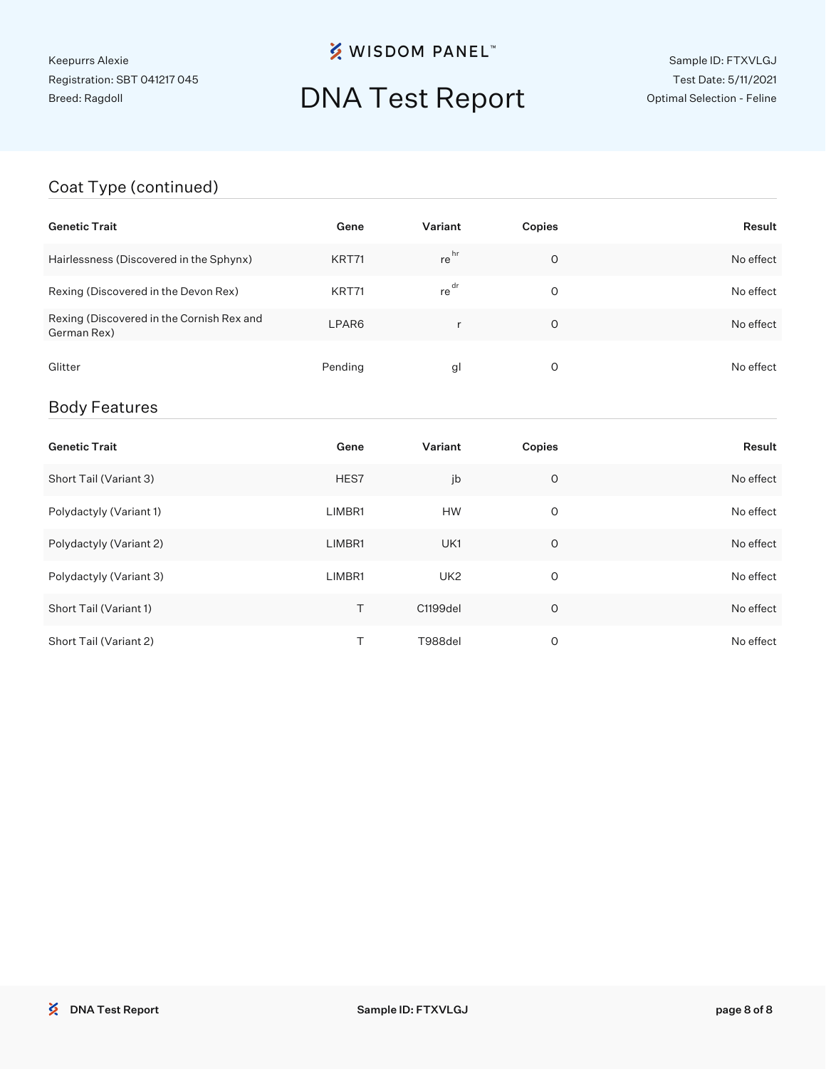## Coat Type (continued)

| Genetic Trait | Gene | Variant | Copies | Result |
|---|---|---|---|---|
| Hairlessness (Discovered in the Sphynx) | KRT71 | $re^{hr}$ | 0 | No effect |
| Rexing (Discovered in the Devon Rex) | KRT71 | $re^{dr}$ | 0 | No effect |
| Rexing (Discovered in the Cornish Rex and German Rex) | LPAR6 | r | 0 | No effect |
| Glitter | Pending | gl | 0 | No effect |

## Body Features

| Genetic Trait | Gene | Variant | Copies | Result |
|---|---|---|---|---|
| Short Tail (Variant 3) | HES7 | jb | 0 | No effect |
| Polydactyly (Variant 1) | LIMBR1 | HW | 0 | No effect |
| Polydactyly (Variant 2) | LIMBR1 | UK1 | 0 | No effect |
| Polydactyly (Variant 3) | LIMBR1 | UK2 | 0 | No effect |
| Short Tail (Variant 1) | T | C1199del | 0 | No effect |
| Short Tail (Variant 2) | T | T988del | 0 | No effect |